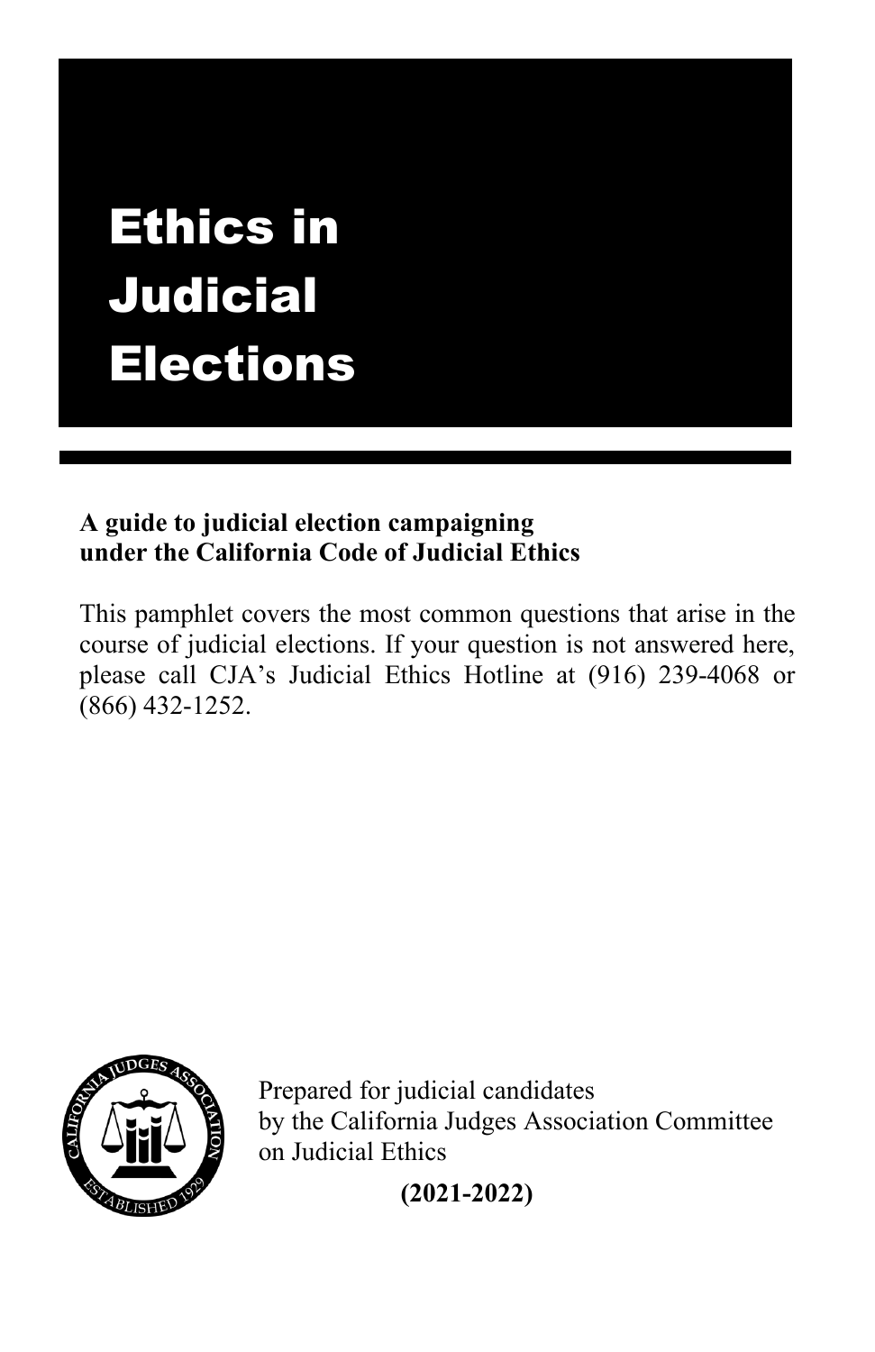# Ethics in Judicial Elections

**A guide to judicial election campaigning under the California Code of Judicial Ethics**

This pamphlet covers the most common questions that arise in the course of judicial elections. If your question is not answered here, please call CJA's Judicial Ethics Hotline at (916) 239-4068 or (866) 432-1252.

Prepared for judicial candidates by the California Judges Association Committee on Judicial Ethics

**(2021-2022)**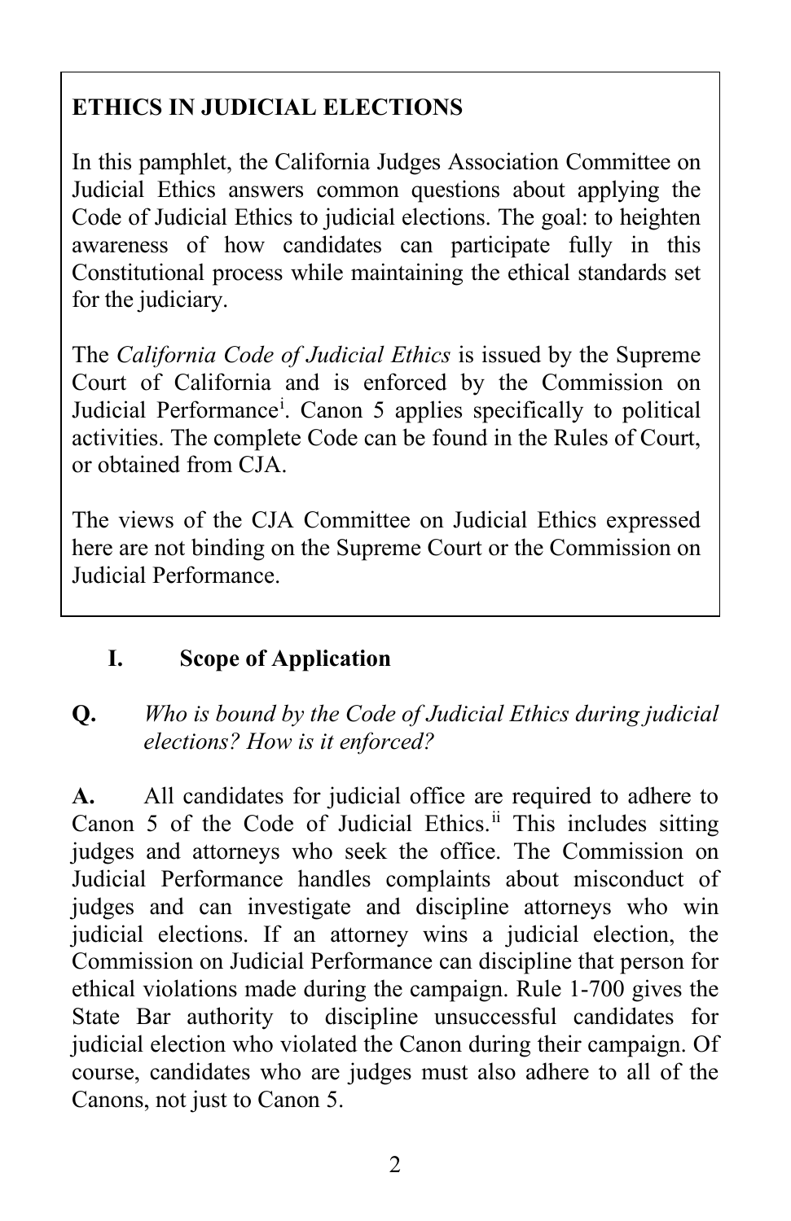**ETHICS IN JUDICIAL ELECTIONS**

In this pamphlet, the California Judges Association Committee on Judicial Ethics answers common questions about applying the Code of Judicial Ethics to judicial elections. The goal: to heighten awareness of how candidates can participate fully in this Constitutional process while maintaining the ethical standards set for the judiciary.

The *California Code of Judicial Ethics* is issued by the Supreme Court of California and is enforced by the Commission on Judicial Performance[i]. Canon 5 applies specifically to political activities. The complete Code can be found in the Rules of Court, or obtained from CJA.

The views of the CJA Committee on Judicial Ethics expressed here are not binding on the Supreme Court or the Commission on Judicial Performance.

## I. Scope of Application

**Q.** *Who is bound by the Code of Judicial Ethics during judicial elections? How is it enforced?*

**A.** All candidates for judicial office are required to adhere to Canon 5 of the Code of Judicial Ethics.[ii] This includes sitting judges and attorneys who seek the office. The Commission on Judicial Performance handles complaints about misconduct of judges and can investigate and discipline attorneys who win judicial elections. If an attorney wins a judicial election, the Commission on Judicial Performance can discipline that person for ethical violations made during the campaign. Rule 1-700 gives the State Bar authority to discipline unsuccessful candidates for judicial election who violated the Canon during their campaign. Of course, candidates who are judges must also adhere to all of the Canons, not just to Canon 5.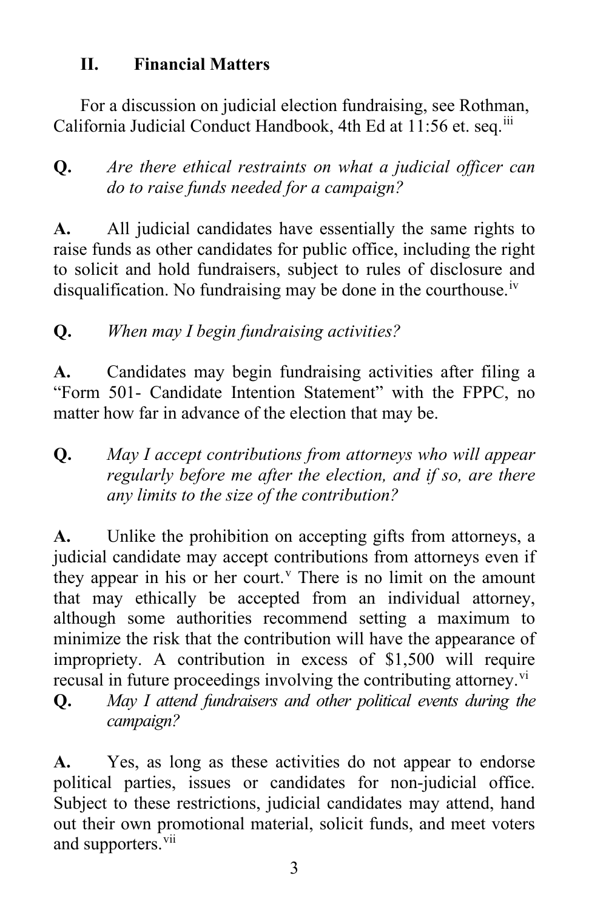## II. Financial Matters

For a discussion on judicial election fundraising, see Rothman, California Judicial Conduct Handbook, 4th Ed at 11:56 et. seq.[iii]

**Q.** *Are there ethical restraints on what a judicial officer can do to raise funds needed for a campaign?*

**A.** All judicial candidates have essentially the same rights to raise funds as other candidates for public office, including the right to solicit and hold fundraisers, subject to rules of disclosure and disqualification. No fundraising may be done in the courthouse.[iv]

**Q.** *When may I begin fundraising activities?*

**A.** Candidates may begin fundraising activities after filing a "Form 501- Candidate Intention Statement" with the FPPC, no matter how far in advance of the election that may be.

**Q.** *May I accept contributions from attorneys who will appear regularly before me after the election, and if so, are there any limits to the size of the contribution?*

**A.** Unlike the prohibition on accepting gifts from attorneys, a judicial candidate may accept contributions from attorneys even if they appear in his or her court.[v] There is no limit on the amount that may ethically be accepted from an individual attorney, although some authorities recommend setting a maximum to minimize the risk that the contribution will have the appearance of impropriety. A contribution in excess of $1,500 will require recusal in future proceedings involving the contributing attorney.[vi]

**Q.** *May I attend fundraisers and other political events during the campaign?*

**A.** Yes, as long as these activities do not appear to endorse political parties, issues or candidates for non-judicial office. Subject to these restrictions, judicial candidates may attend, hand out their own promotional material, solicit funds, and meet voters and supporters.[vii]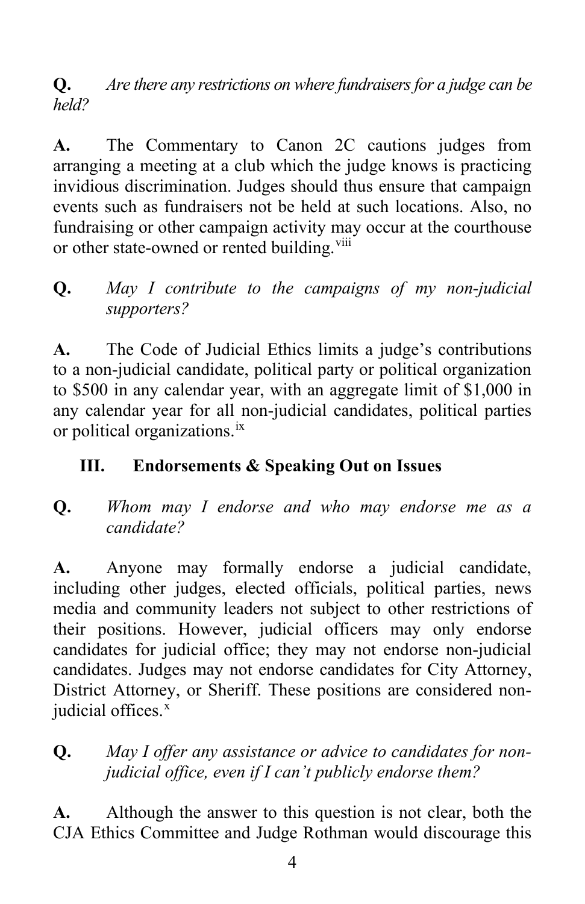**Q.** *Are there any restrictions on where fundraisers for a judge can be held?*

**A.** The Commentary to Canon 2C cautions judges from arranging a meeting at a club which the judge knows is practicing invidious discrimination. Judges should thus ensure that campaign events such as fundraisers not be held at such locations. Also, no fundraising or other campaign activity may occur at the courthouse or other state-owned or rented building.[viii]

**Q.** *May I contribute to the campaigns of my non-judicial supporters?*

**A.** The Code of Judicial Ethics limits a judge's contributions to a non-judicial candidate, political party or political organization to $500 in any calendar year, with an aggregate limit of $1,000 in any calendar year for all non-judicial candidates, political parties or political organizations.[ix]

## III. Endorsements & Speaking Out on Issues

**Q.** *Whom may I endorse and who may endorse me as a candidate?*

**A.** Anyone may formally endorse a judicial candidate, including other judges, elected officials, political parties, news media and community leaders not subject to other restrictions of their positions. However, judicial officers may only endorse candidates for judicial office; they may not endorse non-judicial candidates. Judges may not endorse candidates for City Attorney, District Attorney, or Sheriff. These positions are considered non-judicial offices.[x]

**Q.** *May I offer any assistance or advice to candidates for non-judicial office, even if I can't publicly endorse them?*

**A.** Although the answer to this question is not clear, both the CJA Ethics Committee and Judge Rothman would discourage this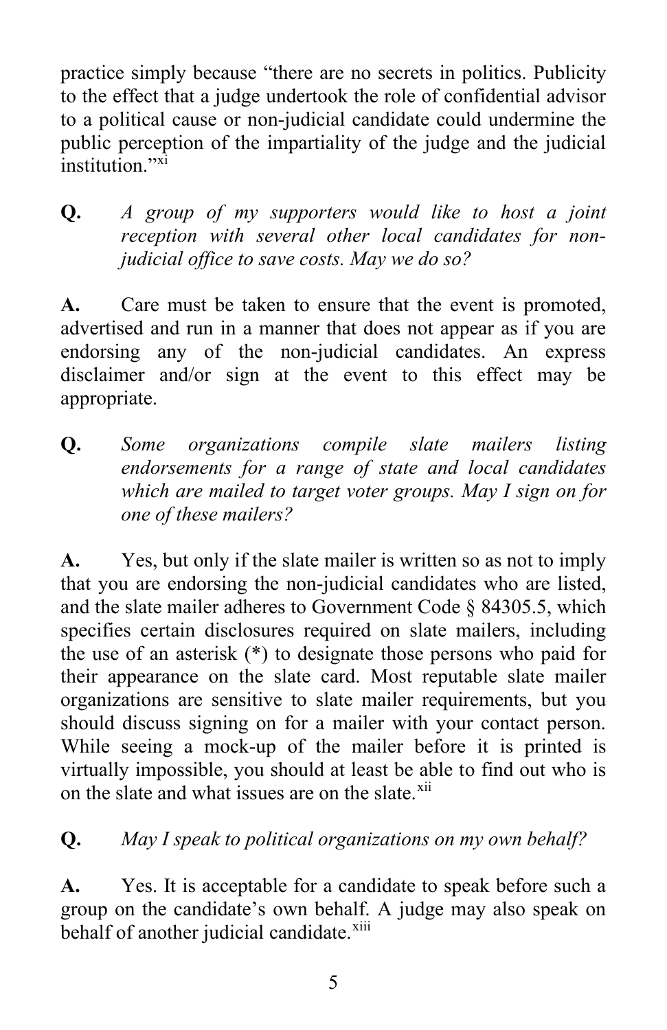practice simply because "there are no secrets in politics. Publicity to the effect that a judge undertook the role of confidential advisor to a political cause or non-judicial candidate could undermine the public perception of the impartiality of the judge and the judicial institution."[xi]

**Q.** *A group of my supporters would like to host a joint reception with several other local candidates for non-judicial office to save costs. May we do so?*

**A.** Care must be taken to ensure that the event is promoted, advertised and run in a manner that does not appear as if you are endorsing any of the non-judicial candidates. An express disclaimer and/or sign at the event to this effect may be appropriate.

**Q.** *Some organizations compile slate mailers listing endorsements for a range of state and local candidates which are mailed to target voter groups. May I sign on for one of these mailers?*

**A.** Yes, but only if the slate mailer is written so as not to imply that you are endorsing the non-judicial candidates who are listed, and the slate mailer adheres to Government Code § 84305.5, which specifies certain disclosures required on slate mailers, including the use of an asterisk (*) to designate those persons who paid for their appearance on the slate card. Most reputable slate mailer organizations are sensitive to slate mailer requirements, but you should discuss signing on for a mailer with your contact person. While seeing a mock-up of the mailer before it is printed is virtually impossible, you should at least be able to find out who is on the slate and what issues are on the slate.[xii]

**Q.** *May I speak to political organizations on my own behalf?*

**A.** Yes. It is acceptable for a candidate to speak before such a group on the candidate's own behalf. A judge may also speak on behalf of another judicial candidate.[xiii]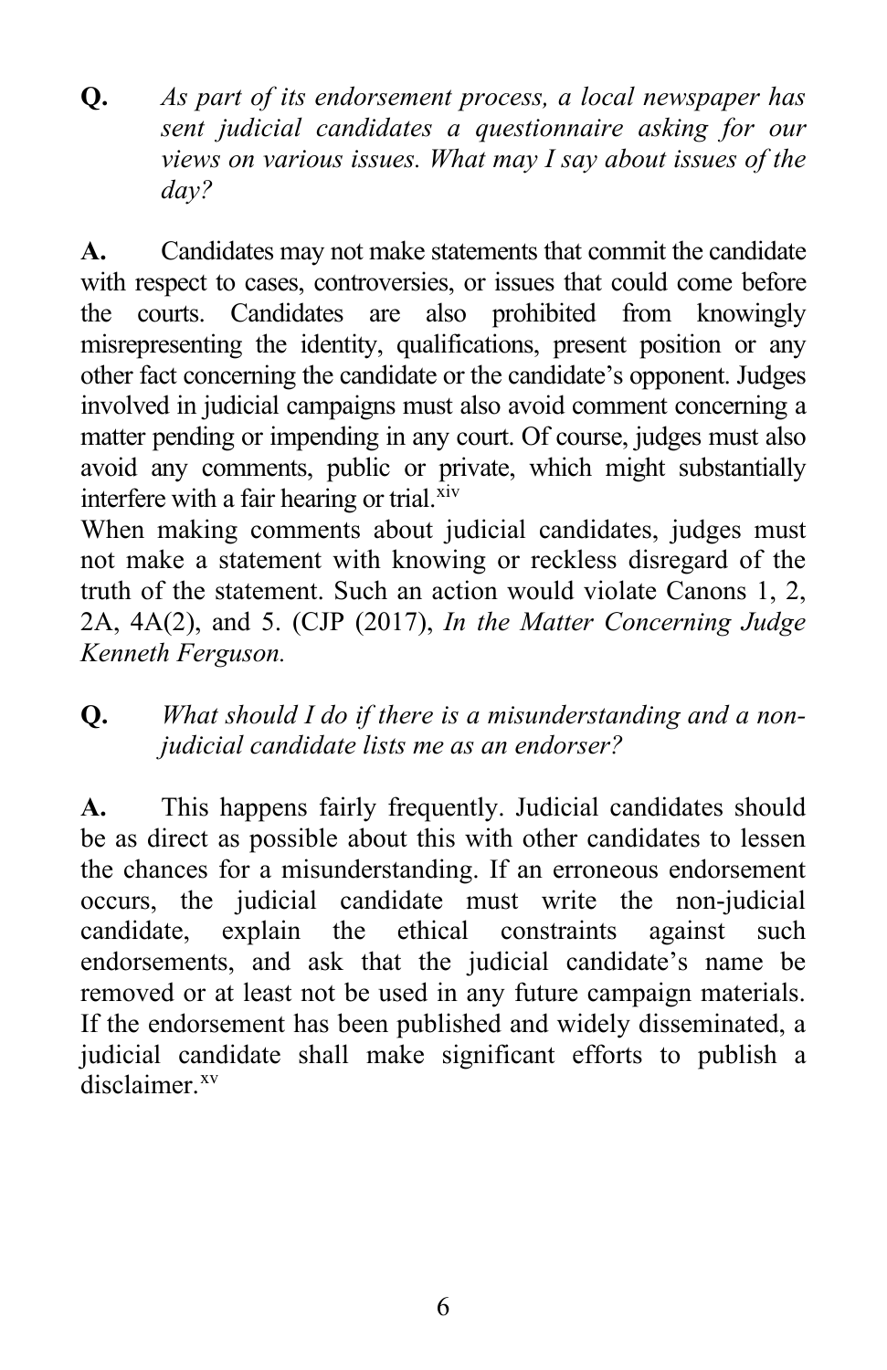**Q.** *As part of its endorsement process, a local newspaper has sent judicial candidates a questionnaire asking for our views on various issues. What may I say about issues of the day?*

**A.** Candidates may not make statements that commit the candidate with respect to cases, controversies, or issues that could come before the courts. Candidates are also prohibited from knowingly misrepresenting the identity, qualifications, present position or any other fact concerning the candidate or the candidate's opponent. Judges involved in judicial campaigns must also avoid comment concerning a matter pending or impending in any court. Of course, judges must also avoid any comments, public or private, which might substantially interfere with a fair hearing or trial.[xiv]

When making comments about judicial candidates, judges must not make a statement with knowing or reckless disregard of the truth of the statement. Such an action would violate Canons 1, 2, 2A, 4A(2), and 5. (CJP (2017), *In the Matter Concerning Judge Kenneth Ferguson.*

**Q.** *What should I do if there is a misunderstanding and a non-judicial candidate lists me as an endorser?*

**A.** This happens fairly frequently. Judicial candidates should be as direct as possible about this with other candidates to lessen the chances for a misunderstanding. If an erroneous endorsement occurs, the judicial candidate must write the non-judicial candidate, explain the ethical constraints against such endorsements, and ask that the judicial candidate's name be removed or at least not be used in any future campaign materials. If the endorsement has been published and widely disseminated, a judicial candidate shall make significant efforts to publish a disclaimer.[xv]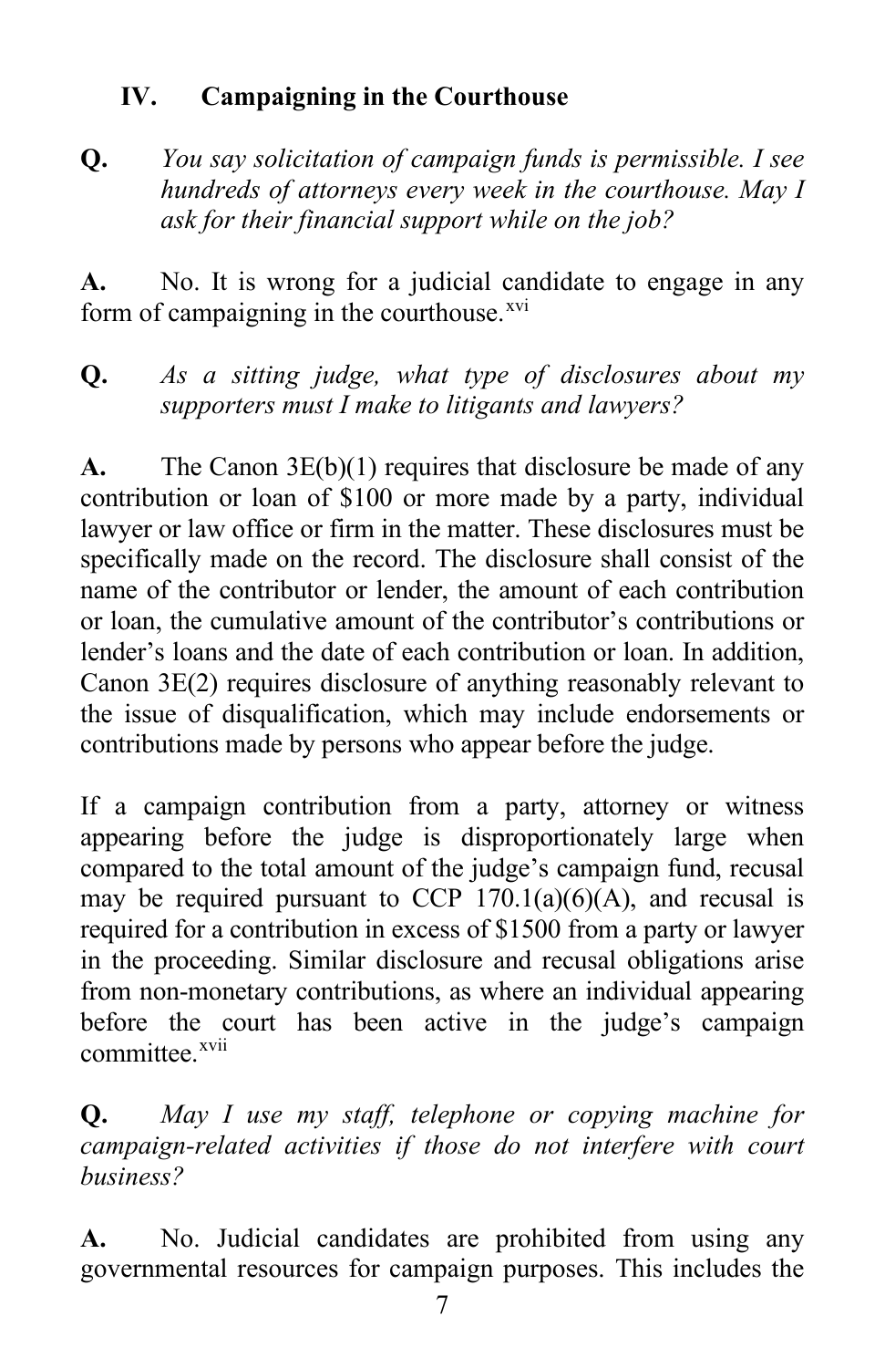## IV. Campaigning in the Courthouse

**Q.** *You say solicitation of campaign funds is permissible. I see hundreds of attorneys every week in the courthouse. May I ask for their financial support while on the job?*

**A.** No. It is wrong for a judicial candidate to engage in any form of campaigning in the courthouse.[xvi]

**Q.** *As a sitting judge, what type of disclosures about my supporters must I make to litigants and lawyers?*

**A.** The Canon 3E(b)(1) requires that disclosure be made of any contribution or loan of $100 or more made by a party, individual lawyer or law office or firm in the matter. These disclosures must be specifically made on the record. The disclosure shall consist of the name of the contributor or lender, the amount of each contribution or loan, the cumulative amount of the contributor's contributions or lender's loans and the date of each contribution or loan. In addition, Canon 3E(2) requires disclosure of anything reasonably relevant to the issue of disqualification, which may include endorsements or contributions made by persons who appear before the judge.

If a campaign contribution from a party, attorney or witness appearing before the judge is disproportionately large when compared to the total amount of the judge's campaign fund, recusal may be required pursuant to CCP 170.1(a)(6)(A), and recusal is required for a contribution in excess of $1500 from a party or lawyer in the proceeding. Similar disclosure and recusal obligations arise from non-monetary contributions, as where an individual appearing before the court has been active in the judge's campaign committee.[xvii]

**Q.** *May I use my staff, telephone or copying machine for campaign-related activities if those do not interfere with court business?*

**A.** No. Judicial candidates are prohibited from using any governmental resources for campaign purposes. This includes the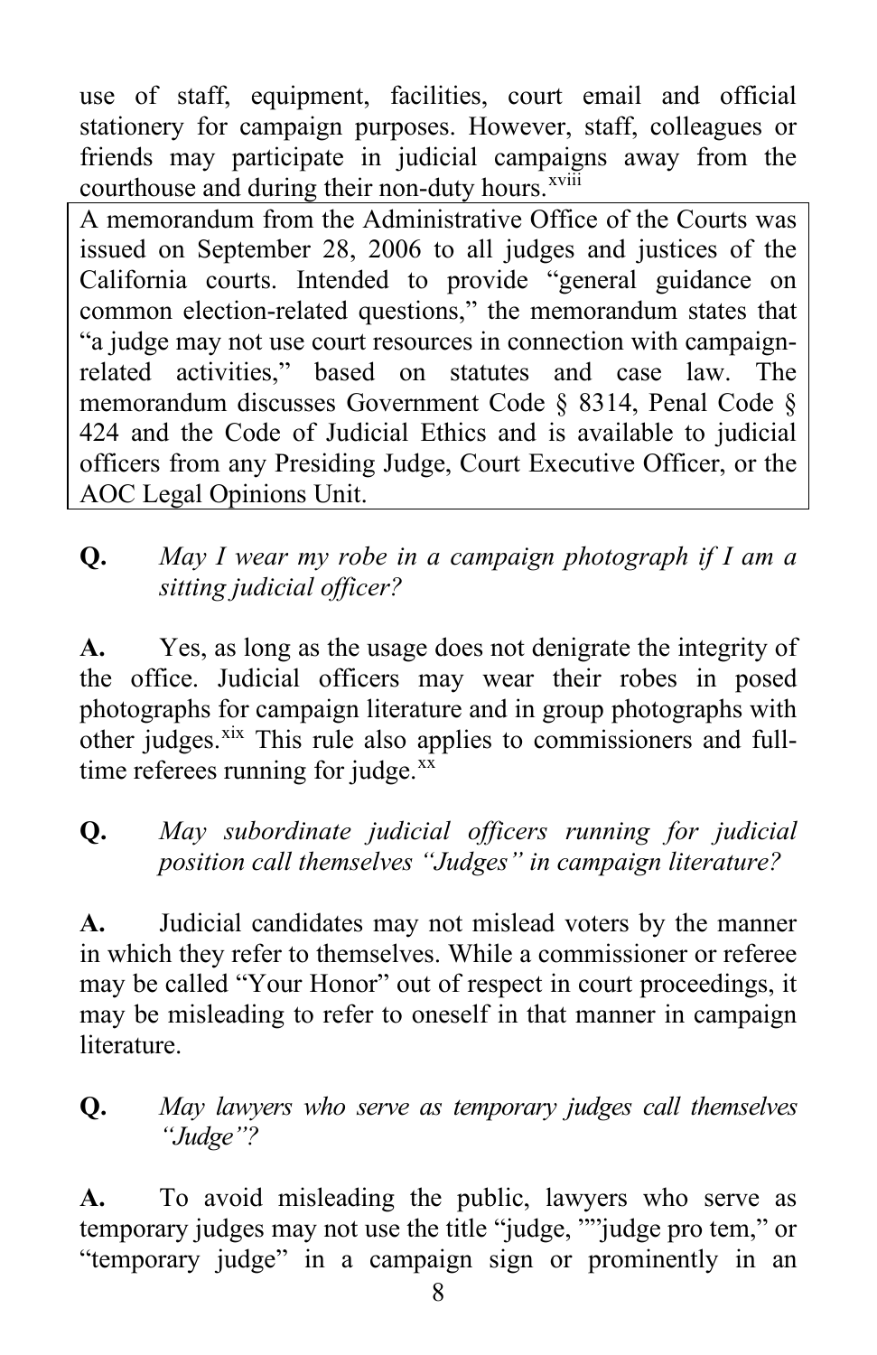use of staff, equipment, facilities, court email and official stationery for campaign purposes. However, staff, colleagues or friends may participate in judicial campaigns away from the courthouse and during their non-duty hours.[xviii]

> A memorandum from the Administrative Office of the Courts was issued on September 28, 2006 to all judges and justices of the California courts. Intended to provide "general guidance on common election-related questions," the memorandum states that "a judge may not use court resources in connection with campaign-related activities," based on statutes and case law. The memorandum discusses Government Code § 8314, Penal Code § 424 and the Code of Judicial Ethics and is available to judicial officers from any Presiding Judge, Court Executive Officer, or the AOC Legal Opinions Unit.

**Q.** *May I wear my robe in a campaign photograph if I am a sitting judicial officer?*

**A.** Yes, as long as the usage does not denigrate the integrity of the office. Judicial officers may wear their robes in posed photographs for campaign literature and in group photographs with other judges.[xix] This rule also applies to commissioners and full-time referees running for judge.[xx]

**Q.** *May subordinate judicial officers running for judicial position call themselves "Judges" in campaign literature?*

**A.** Judicial candidates may not mislead voters by the manner in which they refer to themselves. While a commissioner or referee may be called "Your Honor" out of respect in court proceedings, it may be misleading to refer to oneself in that manner in campaign literature.

**Q.** *May lawyers who serve as temporary judges call themselves "Judge"?*

**A.** To avoid misleading the public, lawyers who serve as temporary judges may not use the title "judge, ""judge pro tem," or "temporary judge" in a campaign sign or prominently in an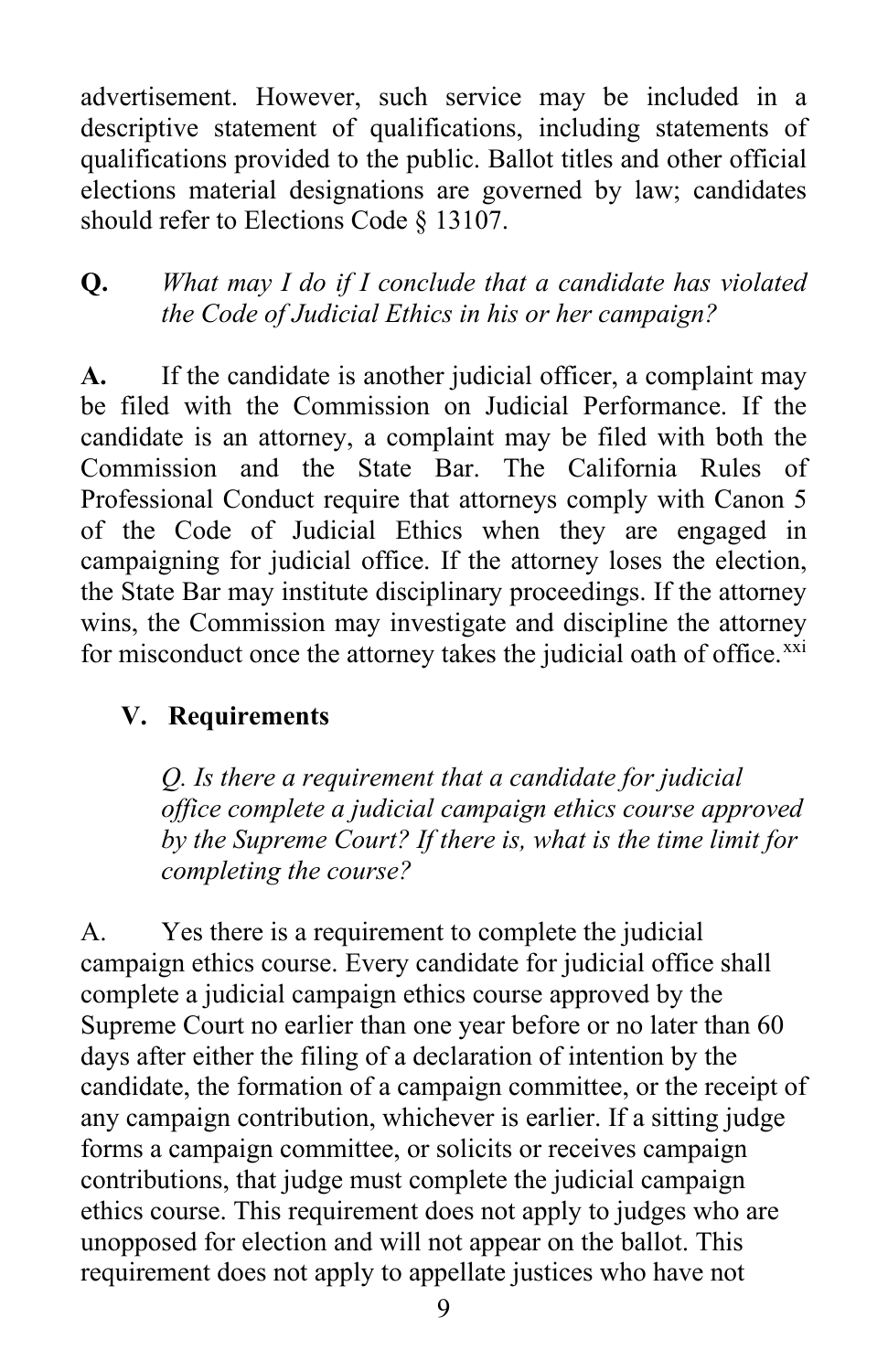advertisement. However, such service may be included in a descriptive statement of qualifications, including statements of qualifications provided to the public. Ballot titles and other official elections material designations are governed by law; candidates should refer to Elections Code § 13107.

**Q.** *What may I do if I conclude that a candidate has violated the Code of Judicial Ethics in his or her campaign?*

**A.** If the candidate is another judicial officer, a complaint may be filed with the Commission on Judicial Performance. If the candidate is an attorney, a complaint may be filed with both the Commission and the State Bar. The California Rules of Professional Conduct require that attorneys comply with Canon 5 of the Code of Judicial Ethics when they are engaged in campaigning for judicial office. If the attorney loses the election, the State Bar may institute disciplinary proceedings. If the attorney wins, the Commission may investigate and discipline the attorney for misconduct once the attorney takes the judicial oath of office.[xxi]

## V. Requirements

*Q. Is there a requirement that a candidate for judicial office complete a judicial campaign ethics course approved by the Supreme Court? If there is, what is the time limit for completing the course?*

A. Yes there is a requirement to complete the judicial campaign ethics course. Every candidate for judicial office shall complete a judicial campaign ethics course approved by the Supreme Court no earlier than one year before or no later than 60 days after either the filing of a declaration of intention by the candidate, the formation of a campaign committee, or the receipt of any campaign contribution, whichever is earlier. If a sitting judge forms a campaign committee, or solicits or receives campaign contributions, that judge must complete the judicial campaign ethics course. This requirement does not apply to judges who are unopposed for election and will not appear on the ballot. This requirement does not apply to appellate justices who have not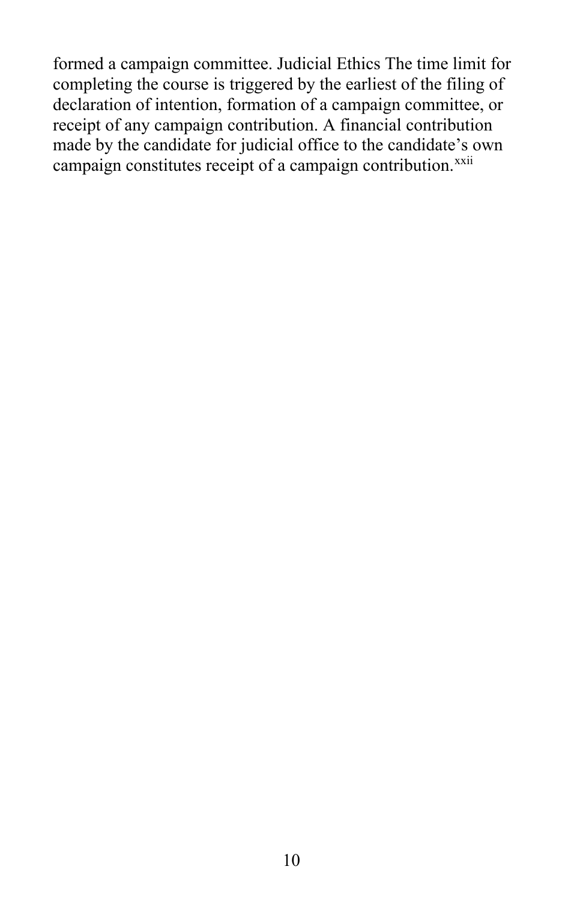formed a campaign committee. Judicial Ethics The time limit for completing the course is triggered by the earliest of the filing of declaration of intention, formation of a campaign committee, or receipt of any campaign contribution. A financial contribution made by the candidate for judicial office to the candidate's own campaign constitutes receipt of a campaign contribution.[xxii]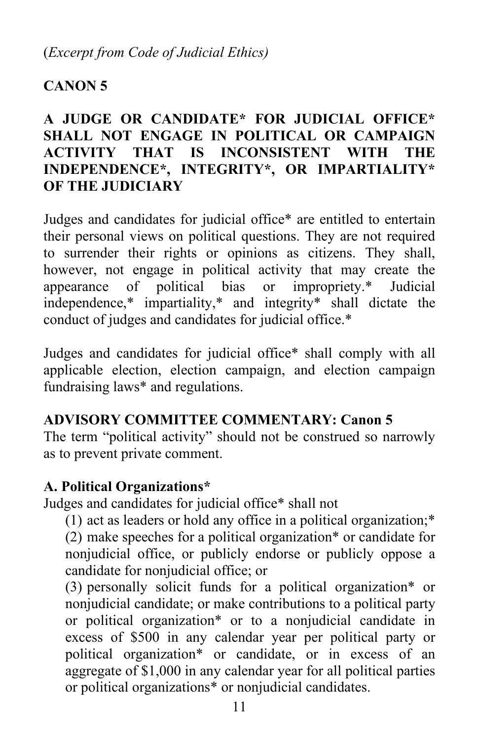(*Excerpt from Code of Judicial Ethics*)

## CANON 5

## A JUDGE OR CANDIDATE* FOR JUDICIAL OFFICE* SHALL NOT ENGAGE IN POLITICAL OR CAMPAIGN ACTIVITY THAT IS INCONSISTENT WITH THE INDEPENDENCE*, INTEGRITY*, OR IMPARTIALITY* OF THE JUDICIARY

Judges and candidates for judicial office* are entitled to entertain their personal views on political questions. They are not required to surrender their rights or opinions as citizens. They shall, however, not engage in political activity that may create the appearance of political bias or impropriety.* Judicial independence,* impartiality,* and integrity* shall dictate the conduct of judges and candidates for judicial office.*

Judges and candidates for judicial office* shall comply with all applicable election, election campaign, and election campaign fundraising laws* and regulations.

**ADVISORY COMMITTEE COMMENTARY: Canon 5**
The term "political activity" should not be construed so narrowly as to prevent private comment.

**A. Political Organizations***
Judges and candidates for judicial office* shall not

(1) act as leaders or hold any office in a political organization;*

(2) make speeches for a political organization* or candidate for nonjudicial office, or publicly endorse or publicly oppose a candidate for nonjudicial office; or

(3) personally solicit funds for a political organization* or nonjudicial candidate; or make contributions to a political party or political organization* or to a nonjudicial candidate in excess of $500 in any calendar year per political party or political organization* or candidate, or in excess of an aggregate of $1,000 in any calendar year for all political parties or political organizations* or nonjudicial candidates.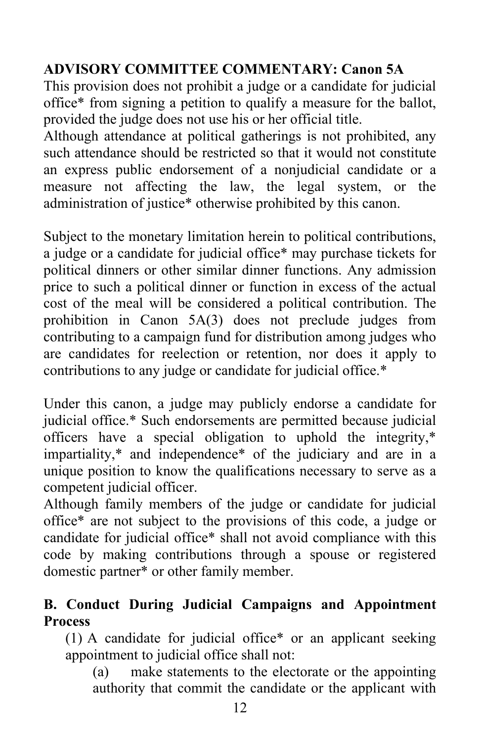**ADVISORY COMMITTEE COMMENTARY: Canon 5A**

This provision does not prohibit a judge or a candidate for judicial office* from signing a petition to qualify a measure for the ballot, provided the judge does not use his or her official title.

Although attendance at political gatherings is not prohibited, any such attendance should be restricted so that it would not constitute an express public endorsement of a nonjudicial candidate or a measure not affecting the law, the legal system, or the administration of justice* otherwise prohibited by this canon.

Subject to the monetary limitation herein to political contributions, a judge or a candidate for judicial office* may purchase tickets for political dinners or other similar dinner functions. Any admission price to such a political dinner or function in excess of the actual cost of the meal will be considered a political contribution. The prohibition in Canon 5A(3) does not preclude judges from contributing to a campaign fund for distribution among judges who are candidates for reelection or retention, nor does it apply to contributions to any judge or candidate for judicial office.*

Under this canon, a judge may publicly endorse a candidate for judicial office.* Such endorsements are permitted because judicial officers have a special obligation to uphold the integrity,* impartiality,* and independence* of the judiciary and are in a unique position to know the qualifications necessary to serve as a competent judicial officer.

Although family members of the judge or candidate for judicial office* are not subject to the provisions of this code, a judge or candidate for judicial office* shall not avoid compliance with this code by making contributions through a spouse or registered domestic partner* or other family member.

**B. Conduct During Judicial Campaigns and Appointment Process**

(1) A candidate for judicial office* or an applicant seeking appointment to judicial office shall not:

(a) make statements to the electorate or the appointing authority that commit the candidate or the applicant with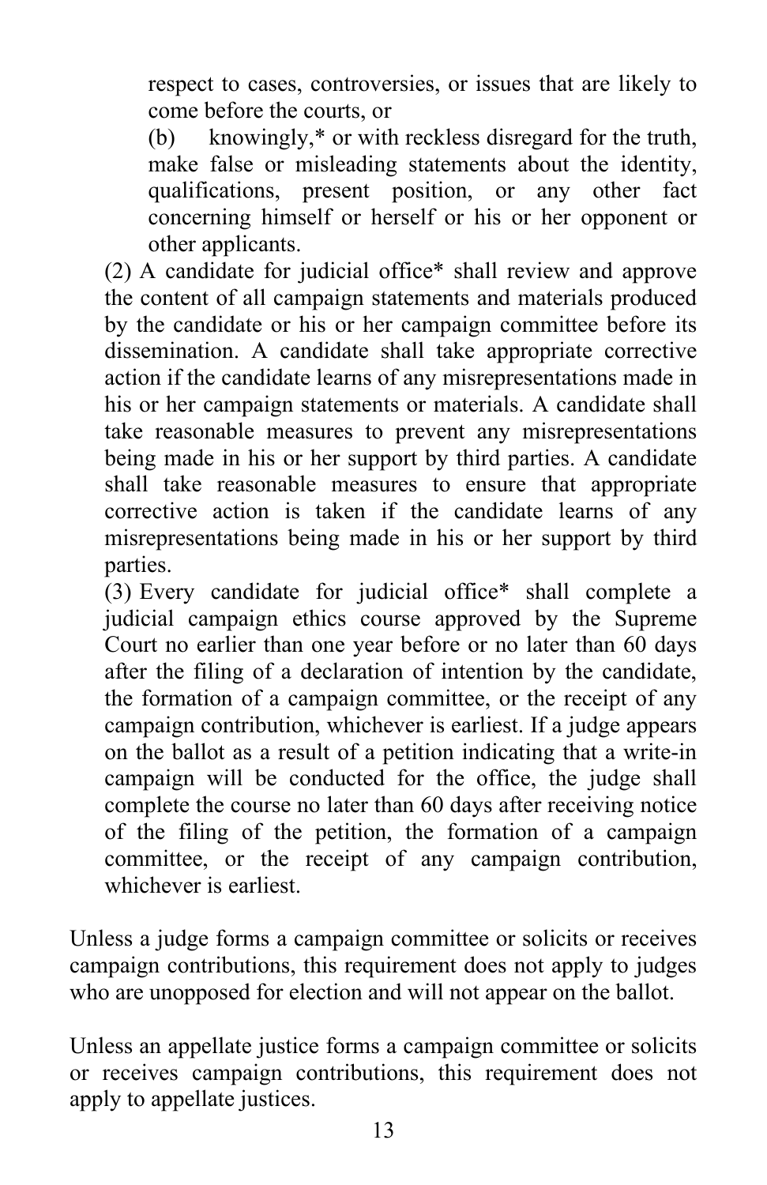respect to cases, controversies, or issues that are likely to come before the courts, or

(b) knowingly,* or with reckless disregard for the truth, make false or misleading statements about the identity, qualifications, present position, or any other fact concerning himself or herself or his or her opponent or other applicants.

(2) A candidate for judicial office* shall review and approve the content of all campaign statements and materials produced by the candidate or his or her campaign committee before its dissemination. A candidate shall take appropriate corrective action if the candidate learns of any misrepresentations made in his or her campaign statements or materials. A candidate shall take reasonable measures to prevent any misrepresentations being made in his or her support by third parties. A candidate shall take reasonable measures to ensure that appropriate corrective action is taken if the candidate learns of any misrepresentations being made in his or her support by third parties.

(3) Every candidate for judicial office* shall complete a judicial campaign ethics course approved by the Supreme Court no earlier than one year before or no later than 60 days after the filing of a declaration of intention by the candidate, the formation of a campaign committee, or the receipt of any campaign contribution, whichever is earliest. If a judge appears on the ballot as a result of a petition indicating that a write-in campaign will be conducted for the office, the judge shall complete the course no later than 60 days after receiving notice of the filing of the petition, the formation of a campaign committee, or the receipt of any campaign contribution, whichever is earliest.

Unless a judge forms a campaign committee or solicits or receives campaign contributions, this requirement does not apply to judges who are unopposed for election and will not appear on the ballot.

Unless an appellate justice forms a campaign committee or solicits or receives campaign contributions, this requirement does not apply to appellate justices.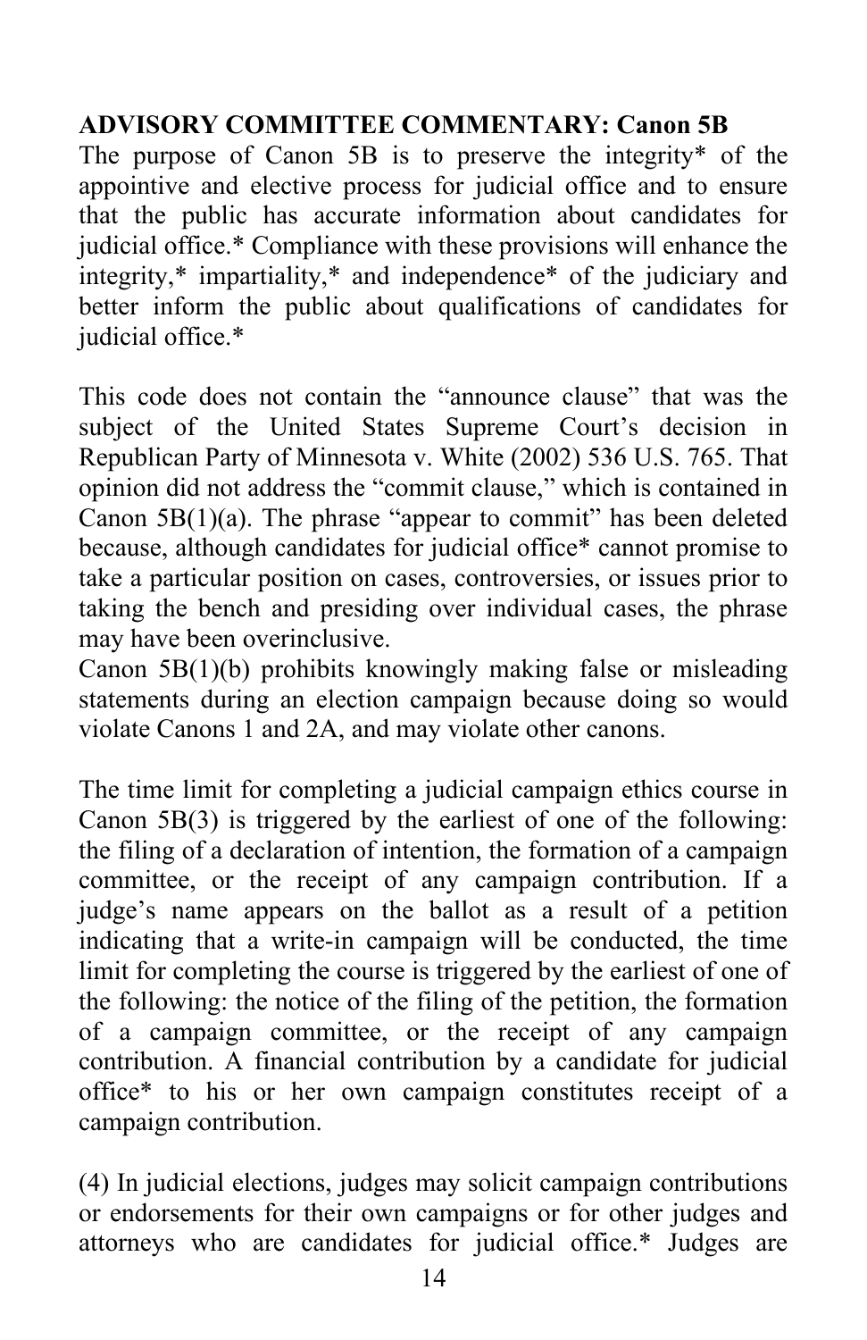**ADVISORY COMMITTEE COMMENTARY: Canon 5B**

The purpose of Canon 5B is to preserve the integrity* of the appointive and elective process for judicial office and to ensure that the public has accurate information about candidates for judicial office.* Compliance with these provisions will enhance the integrity,* impartiality,* and independence* of the judiciary and better inform the public about qualifications of candidates for judicial office.*

This code does not contain the "announce clause" that was the subject of the United States Supreme Court's decision in Republican Party of Minnesota v. White (2002) 536 U.S. 765. That opinion did not address the "commit clause," which is contained in Canon 5B(1)(a). The phrase "appear to commit" has been deleted because, although candidates for judicial office* cannot promise to take a particular position on cases, controversies, or issues prior to taking the bench and presiding over individual cases, the phrase may have been overinclusive.

Canon 5B(1)(b) prohibits knowingly making false or misleading statements during an election campaign because doing so would violate Canons 1 and 2A, and may violate other canons.

The time limit for completing a judicial campaign ethics course in Canon 5B(3) is triggered by the earliest of one of the following: the filing of a declaration of intention, the formation of a campaign committee, or the receipt of any campaign contribution. If a judge's name appears on the ballot as a result of a petition indicating that a write-in campaign will be conducted, the time limit for completing the course is triggered by the earliest of one of the following: the notice of the filing of the petition, the formation of a campaign committee, or the receipt of any campaign contribution. A financial contribution by a candidate for judicial office* to his or her own campaign constitutes receipt of a campaign contribution.

(4) In judicial elections, judges may solicit campaign contributions or endorsements for their own campaigns or for other judges and attorneys who are candidates for judicial office.* Judges are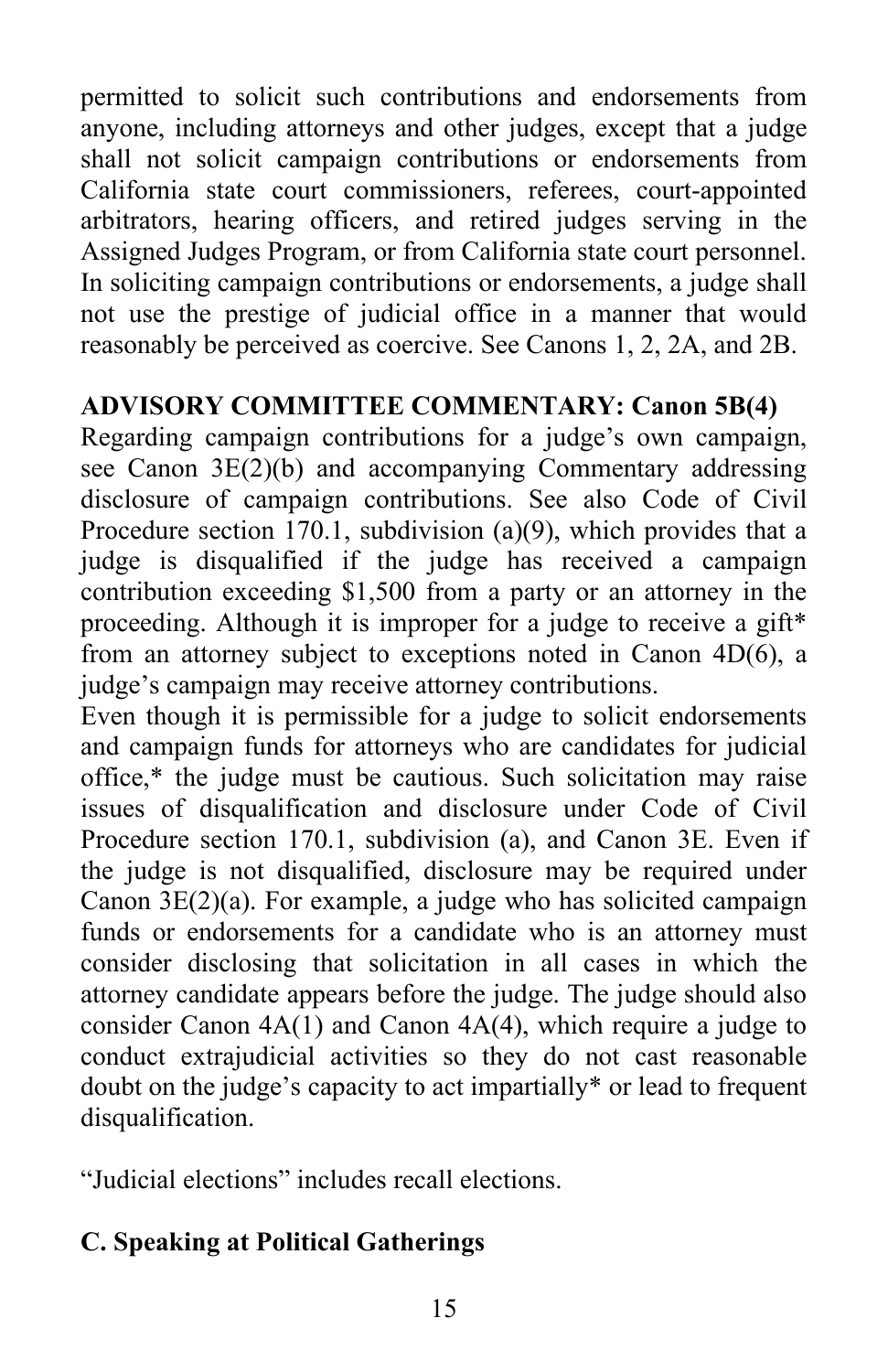permitted to solicit such contributions and endorsements from anyone, including attorneys and other judges, except that a judge shall not solicit campaign contributions or endorsements from California state court commissioners, referees, court-appointed arbitrators, hearing officers, and retired judges serving in the Assigned Judges Program, or from California state court personnel. In soliciting campaign contributions or endorsements, a judge shall not use the prestige of judicial office in a manner that would reasonably be perceived as coercive. See Canons 1, 2, 2A, and 2B.

**ADVISORY COMMITTEE COMMENTARY: Canon 5B(4)**

Regarding campaign contributions for a judge's own campaign, see Canon 3E(2)(b) and accompanying Commentary addressing disclosure of campaign contributions. See also Code of Civil Procedure section 170.1, subdivision (a)(9), which provides that a judge is disqualified if the judge has received a campaign contribution exceeding $1,500 from a party or an attorney in the proceeding. Although it is improper for a judge to receive a gift* from an attorney subject to exceptions noted in Canon 4D(6), a judge's campaign may receive attorney contributions.

Even though it is permissible for a judge to solicit endorsements and campaign funds for attorneys who are candidates for judicial office,* the judge must be cautious. Such solicitation may raise issues of disqualification and disclosure under Code of Civil Procedure section 170.1, subdivision (a), and Canon 3E. Even if the judge is not disqualified, disclosure may be required under Canon 3E(2)(a). For example, a judge who has solicited campaign funds or endorsements for a candidate who is an attorney must consider disclosing that solicitation in all cases in which the attorney candidate appears before the judge. The judge should also consider Canon 4A(1) and Canon 4A(4), which require a judge to conduct extrajudicial activities so they do not cast reasonable doubt on the judge's capacity to act impartially* or lead to frequent disqualification.

"Judicial elections" includes recall elections.

### C. Speaking at Political Gatherings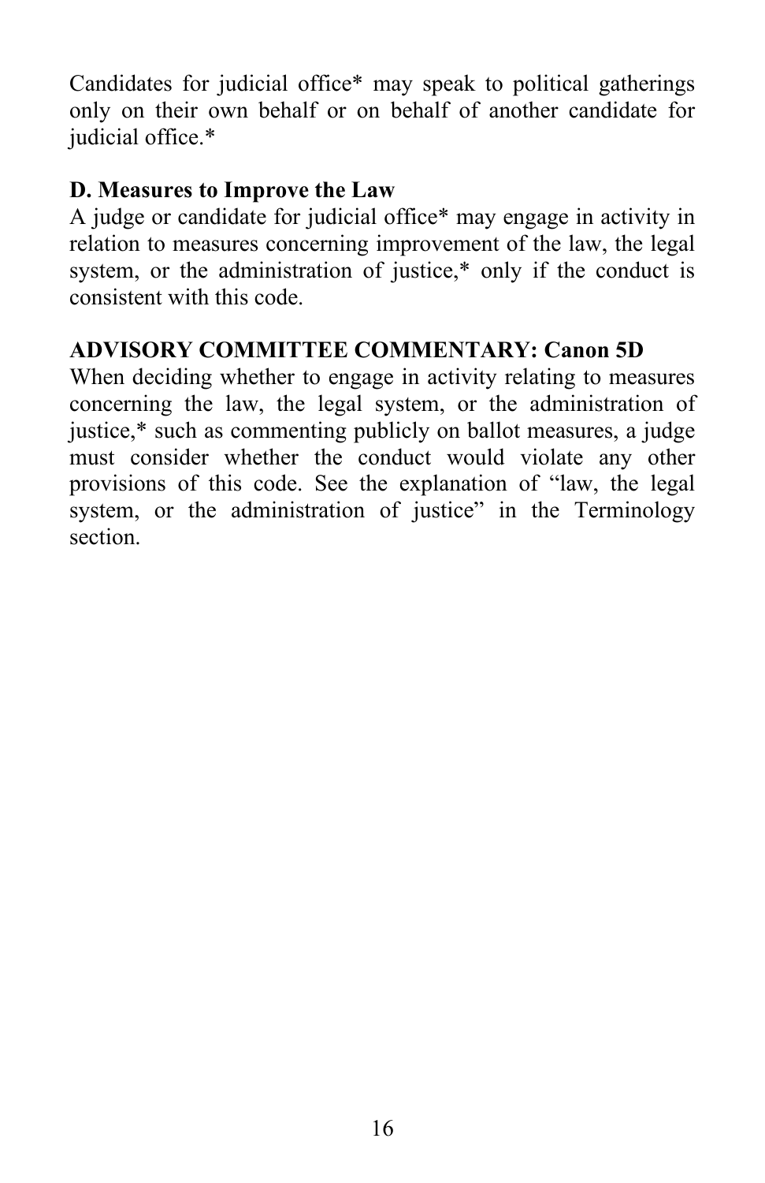Candidates for judicial office* may speak to political gatherings only on their own behalf or on behalf of another candidate for judicial office.*

**D. Measures to Improve the Law**

A judge or candidate for judicial office* may engage in activity in relation to measures concerning improvement of the law, the legal system, or the administration of justice,* only if the conduct is consistent with this code.

**ADVISORY COMMITTEE COMMENTARY: Canon 5D**

When deciding whether to engage in activity relating to measures concerning the law, the legal system, or the administration of justice,* such as commenting publicly on ballot measures, a judge must consider whether the conduct would violate any other provisions of this code. See the explanation of "law, the legal system, or the administration of justice" in the Terminology section.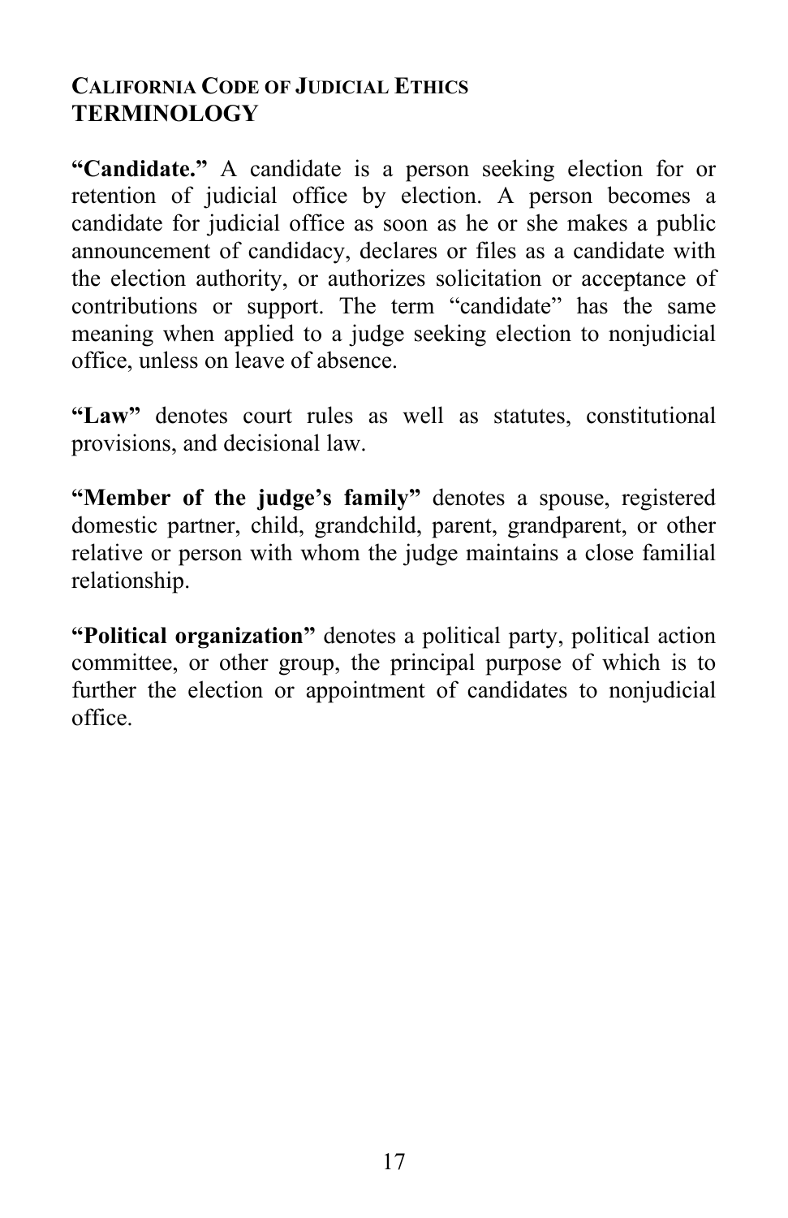**CALIFORNIA CODE OF JUDICIAL ETHICS**
## TERMINOLOGY

**"Candidate."** A candidate is a person seeking election for or retention of judicial office by election. A person becomes a candidate for judicial office as soon as he or she makes a public announcement of candidacy, declares or files as a candidate with the election authority, or authorizes solicitation or acceptance of contributions or support. The term "candidate" has the same meaning when applied to a judge seeking election to nonjudicial office, unless on leave of absence.

**"Law"** denotes court rules as well as statutes, constitutional provisions, and decisional law.

**"Member of the judge's family"** denotes a spouse, registered domestic partner, child, grandchild, parent, grandparent, or other relative or person with whom the judge maintains a close familial relationship.

**"Political organization"** denotes a political party, political action committee, or other group, the principal purpose of which is to further the election or appointment of candidates to nonjudicial office.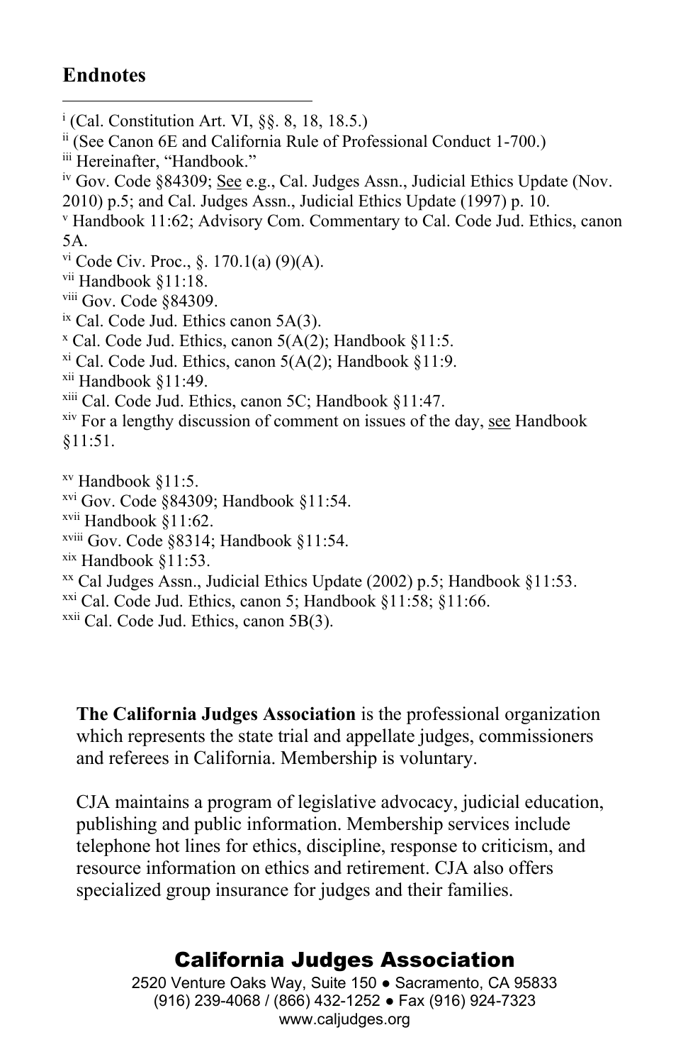## Endnotes

[i] (Cal. Constitution Art. VI, §§. 8, 18, 18.5.)

[ii] (See Canon 6E and California Rule of Professional Conduct 1-700.)

[iii] Hereinafter, "Handbook."

[iv] Gov. Code §84309; See e.g., Cal. Judges Assn., Judicial Ethics Update (Nov. 2010) p.5; and Cal. Judges Assn., Judicial Ethics Update (1997) p. 10.

[v] Handbook 11:62; Advisory Com. Commentary to Cal. Code Jud. Ethics, canon 5A.

[vi] Code Civ. Proc., §. 170.1(a) (9)(A).

[vii] Handbook §11:18.

[viii] Gov. Code §84309.

[ix] Cal. Code Jud. Ethics canon 5A(3).

[x] Cal. Code Jud. Ethics, canon 5(A(2); Handbook §11:5.

[xi] Cal. Code Jud. Ethics, canon 5(A(2); Handbook §11:9.

[xii] Handbook §11:49.

[xiii] Cal. Code Jud. Ethics, canon 5C; Handbook §11:47.

[xiv] For a lengthy discussion of comment on issues of the day, see Handbook §11:51.

[xv] Handbook §11:5.

[xvi] Gov. Code §84309; Handbook §11:54.

[xvii] Handbook §11:62.

[xviii] Gov. Code §8314; Handbook §11:54.

[xix] Handbook §11:53.

[xx] Cal Judges Assn., Judicial Ethics Update (2002) p.5; Handbook §11:53.

[xxi] Cal. Code Jud. Ethics, canon 5; Handbook §11:58; §11:66.

[xxii] Cal. Code Jud. Ethics, canon 5B(3).

**The California Judges Association** is the professional organization which represents the state trial and appellate judges, commissioners and referees in California. Membership is voluntary.

CJA maintains a program of legislative advocacy, judicial education, publishing and public information. Membership services include telephone hot lines for ethics, discipline, response to criticism, and resource information on ethics and retirement. CJA also offers specialized group insurance for judges and their families.

## California Judges Association

2520 Venture Oaks Way, Suite 150 ● Sacramento, CA 95833
(916) 239-4068 / (866) 432-1252 ● Fax (916) 924-7323
www.caljudges.org